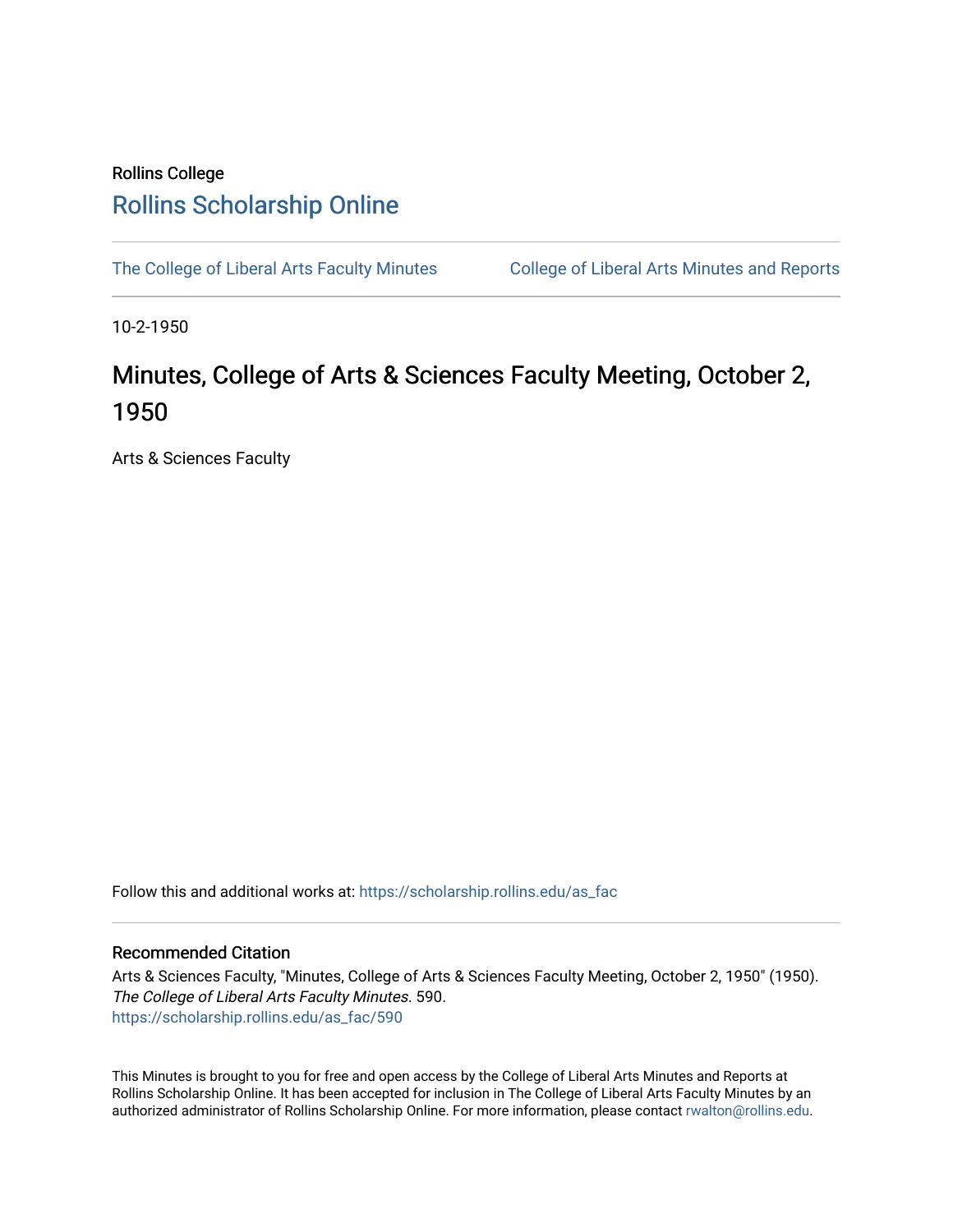Rollins College

# Rollins Scholarship Online

The College of Liberal Arts Faculty Minutes    College of Liberal Arts Minutes and Reports

10-2-1950

# Minutes, College of Arts & Sciences Faculty Meeting, October 2, 1950

Arts & Sciences Faculty

Follow this and additional works at: https://scholarship.rollins.edu/as_fac

## Recommended Citation

Arts & Sciences Faculty, "Minutes, College of Arts & Sciences Faculty Meeting, October 2, 1950" (1950). *The College of Liberal Arts Faculty Minutes*. 590.
https://scholarship.rollins.edu/as_fac/590

This Minutes is brought to you for free and open access by the College of Liberal Arts Minutes and Reports at Rollins Scholarship Online. It has been accepted for inclusion in The College of Liberal Arts Faculty Minutes by an authorized administrator of Rollins Scholarship Online. For more information, please contact rwalton@rollins.edu.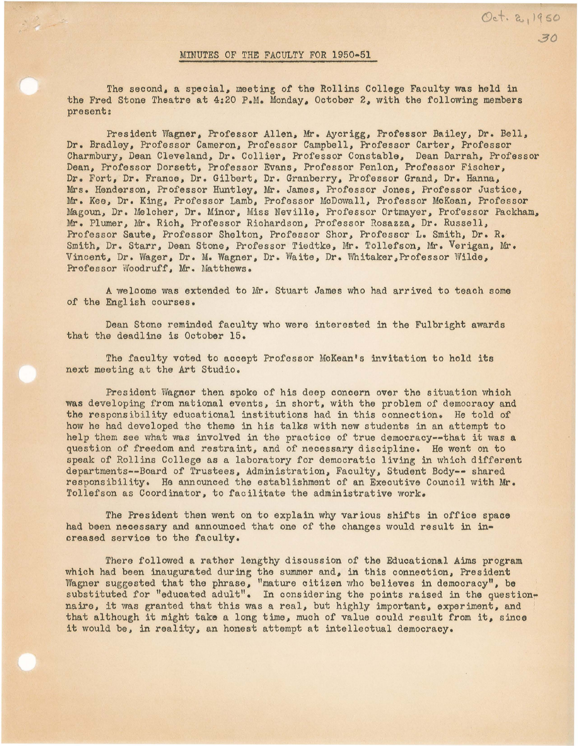Oct. 2, 1950

## MINUTES OF THE FACULTY FOR 1950-51

The second, a special, meeting of the Rollins College Faculty was held in the Fred Stone Theatre at 4:20 P.M. Monday, October 2, with the following members present:

President Wagner, Professor Allen, Mr. Aycrigg, Professor Bailey, Dr. Bell, Dr. Bradley, Professor Cameron, Professor Campbell, Professor Carter, Professor Charmbury, Dean Cleveland, Dr. Collier, Professor Constable, Dean Darrah, Professor Dean, Professor Dorsett, Professor Evans, Professor Fenlon, Professor Fischer, Dr. Fort, Dr. France, Dr. Gilbert, Dr. Granberry, Professor Grand, Dr. Hanna, Mrs. Henderson, Professor Huntley, Mr. James, Professor Jones, Professor Justice, Mr. Kee, Dr. King, Professor Lamb, Professor McDowall, Professor McKean, Professor Magoun, Dr. Melcher, Dr. Minor, Miss Neville, Professor Ortmayer, Professor Packham, Mr. Plumer, Mr. Rich, Professor Richardson, Professor Rosazza, Dr. Russell, Professor Saute, Professor Shelton, Professor Shor, Professor L. Smith, Dr. R. Smith, Dr. Starr, Dean Stone, Professor Tiedtke, Mr. Tollefson, Mr. Verigan, Mr. Vincent, Dr. Wager, Dr. M. Wagner, Dr. Waite, Dr. Whitaker, Professor Wilde, Professor Woodruff, Mr. Matthews.

A welcome was extended to Mr. Stuart James who had arrived to teach some of the English courses.

Dean Stone reminded faculty who were interested in the Fulbright awards that the deadline is October 15.

The faculty voted to accept Professor McKean's invitation to hold its next meeting at the Art Studio.

President Wagner then spoke of his deep concern over the situation which was developing from national events, in short, with the problem of democracy and the responsibility educational institutions had in this connection. He told of how he had developed the theme in his talks with new students in an attempt to help them see what was involved in the practice of true democracy--that it was a question of freedom and restraint, and of necessary discipline. He went on to speak of Rollins College as a laboratory for democratic living in which different departments--Board of Trustees, Administration, Faculty, Student Body-- shared responsibility. He announced the establishment of an Executive Council with Mr. Tollefson as Coordinator, to facilitate the administrative work.

The President then went on to explain why various shifts in office space had been necessary and announced that one of the changes would result in increased service to the faculty.

There followed a rather lengthy discussion of the Educational Aims program which had been inaugurated during the summer and, in this connection, President Wagner suggested that the phrase, "mature citizen who believes in democracy", be substituted for "educated adult". In considering the points raised in the questionnaire, it was granted that this was a real, but highly important, experiment, and that although it might take a long time, much of value could result from it, since it would be, in reality, an honest attempt at intellectual democracy.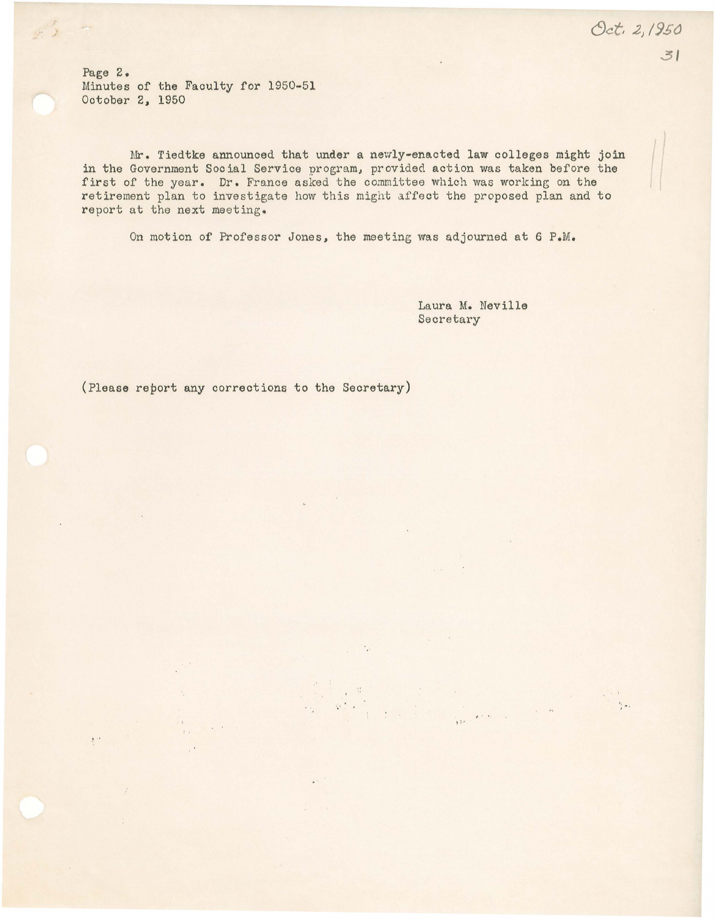Page 2.
Minutes of the Faculty for 1950-51
October 2, 1950

Mr. Tiedtke announced that under a newly-enacted law colleges might join in the Government Social Service program, provided action was taken before the first of the year. Dr. France asked the committee which was working on the retirement plan to investigate how this might affect the proposed plan and to report at the next meeting.

On motion of Professor Jones, the meeting was adjourned at 6 P.M.

Laura M. Neville
Secretary

(Please report any corrections to the Secretary)